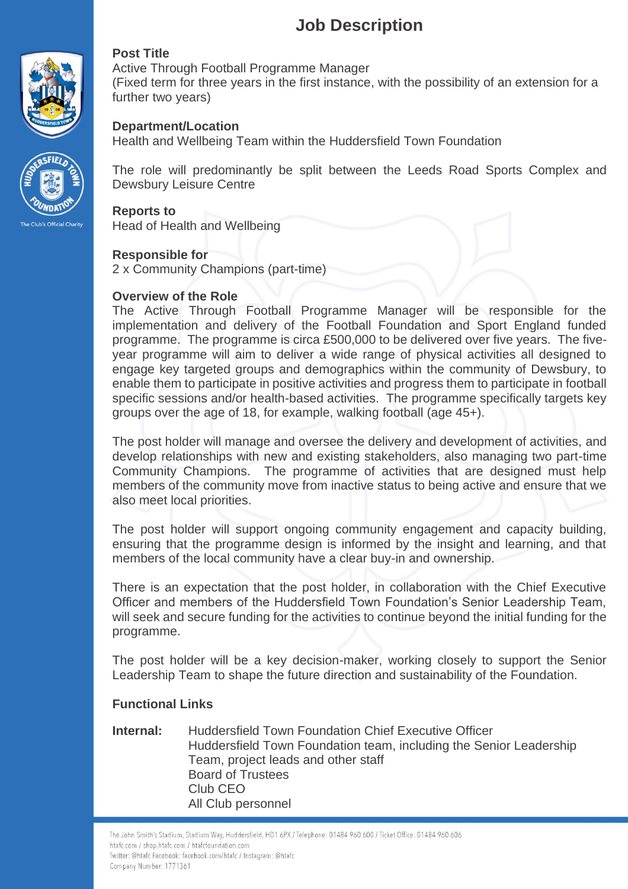# Job Description

**Post Title**
Active Through Football Programme Manager
(Fixed term for three years in the first instance, with the possibility of an extension for a further two years)

**Department/Location**
Health and Wellbeing Team within the Huddersfield Town Foundation

The role will predominantly be split between the Leeds Road Sports Complex and Dewsbury Leisure Centre

**Reports to**
Head of Health and Wellbeing

**Responsible for**
2 x Community Champions (part-time)

**Overview of the Role**
The Active Through Football Programme Manager will be responsible for the implementation and delivery of the Football Foundation and Sport England funded programme. The programme is circa £500,000 to be delivered over five years. The five-year programme will aim to deliver a wide range of physical activities all designed to engage key targeted groups and demographics within the community of Dewsbury, to enable them to participate in positive activities and progress them to participate in football specific sessions and/or health-based activities. The programme specifically targets key groups over the age of 18, for example, walking football (age 45+).

The post holder will manage and oversee the delivery and development of activities, and develop relationships with new and existing stakeholders, also managing two part-time Community Champions. The programme of activities that are designed must help members of the community move from inactive status to being active and ensure that we also meet local priorities.

The post holder will support ongoing community engagement and capacity building, ensuring that the programme design is informed by the insight and learning, and that members of the local community have a clear buy-in and ownership.

There is an expectation that the post holder, in collaboration with the Chief Executive Officer and members of the Huddersfield Town Foundation's Senior Leadership Team, will seek and secure funding for the activities to continue beyond the initial funding for the programme.

The post holder will be a key decision-maker, working closely to support the Senior Leadership Team to shape the future direction and sustainability of the Foundation.

**Functional Links**

**Internal:**
- Huddersfield Town Foundation Chief Executive Officer
- Huddersfield Town Foundation team, including the Senior Leadership Team, project leads and other staff
- Board of Trustees
- Club CEO
- All Club personnel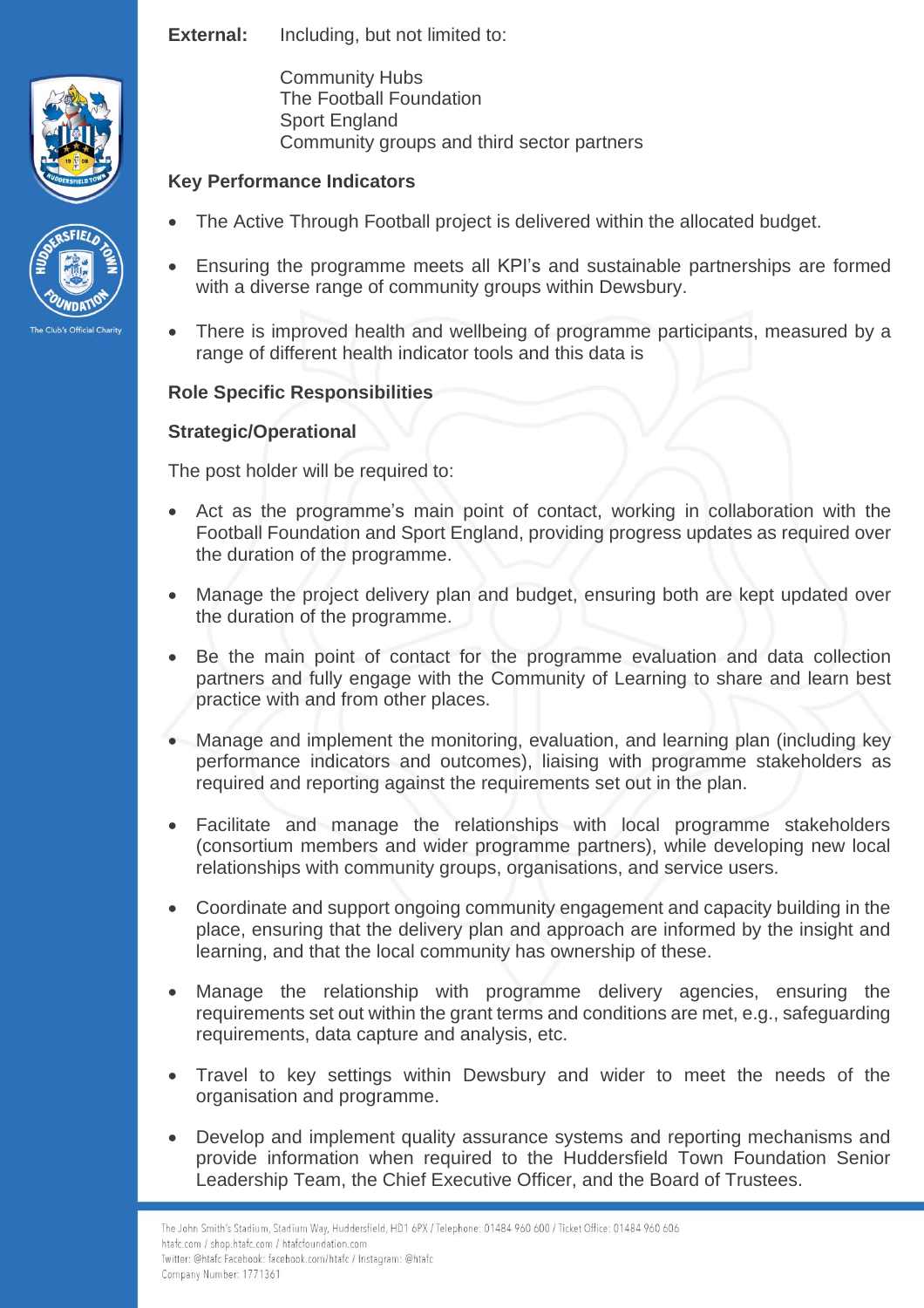**External:** Including, but not limited to:

Community Hubs
The Football Foundation
Sport England
Community groups and third sector partners

**Key Performance Indicators**

- The Active Through Football project is delivered within the allocated budget.
- Ensuring the programme meets all KPI's and sustainable partnerships are formed with a diverse range of community groups within Dewsbury.
- There is improved health and wellbeing of programme participants, measured by a range of different health indicator tools and this data is

**Role Specific Responsibilities**

**Strategic/Operational**

The post holder will be required to:

- Act as the programme's main point of contact, working in collaboration with the Football Foundation and Sport England, providing progress updates as required over the duration of the programme.
- Manage the project delivery plan and budget, ensuring both are kept updated over the duration of the programme.
- Be the main point of contact for the programme evaluation and data collection partners and fully engage with the Community of Learning to share and learn best practice with and from other places.
- Manage and implement the monitoring, evaluation, and learning plan (including key performance indicators and outcomes), liaising with programme stakeholders as required and reporting against the requirements set out in the plan.
- Facilitate and manage the relationships with local programme stakeholders (consortium members and wider programme partners), while developing new local relationships with community groups, organisations, and service users.
- Coordinate and support ongoing community engagement and capacity building in the place, ensuring that the delivery plan and approach are informed by the insight and learning, and that the local community has ownership of these.
- Manage the relationship with programme delivery agencies, ensuring the requirements set out within the grant terms and conditions are met, e.g., safeguarding requirements, data capture and analysis, etc.
- Travel to key settings within Dewsbury and wider to meet the needs of the organisation and programme.
- Develop and implement quality assurance systems and reporting mechanisms and provide information when required to the Huddersfield Town Foundation Senior Leadership Team, the Chief Executive Officer, and the Board of Trustees.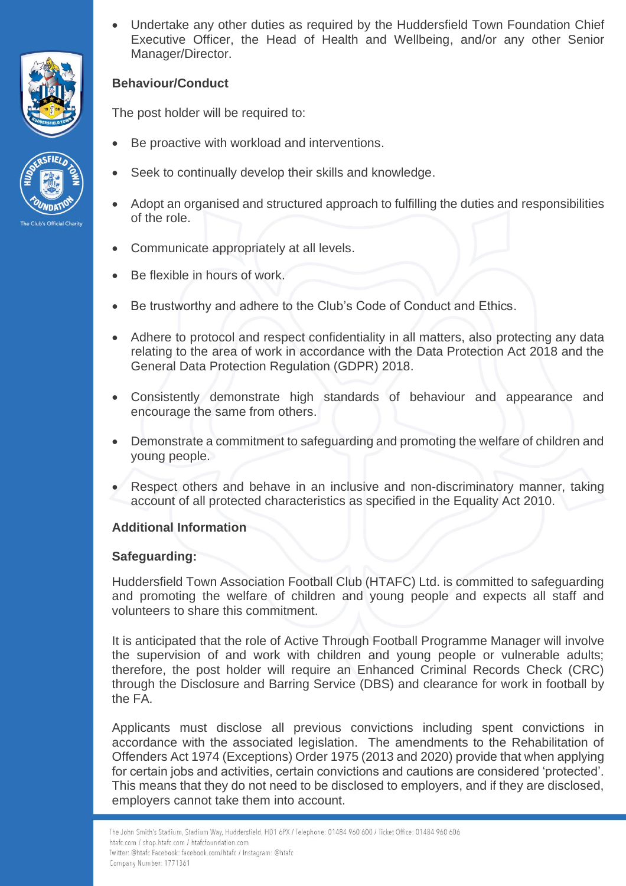- Undertake any other duties as required by the Huddersfield Town Foundation Chief Executive Officer, the Head of Health and Wellbeing, and/or any other Senior Manager/Director.

**Behaviour/Conduct**

The post holder will be required to:

- Be proactive with workload and interventions.
- Seek to continually develop their skills and knowledge.
- Adopt an organised and structured approach to fulfilling the duties and responsibilities of the role.
- Communicate appropriately at all levels.
- Be flexible in hours of work.
- Be trustworthy and adhere to the Club's Code of Conduct and Ethics.
- Adhere to protocol and respect confidentiality in all matters, also protecting any data relating to the area of work in accordance with the Data Protection Act 2018 and the General Data Protection Regulation (GDPR) 2018.
- Consistently demonstrate high standards of behaviour and appearance and encourage the same from others.
- Demonstrate a commitment to safeguarding and promoting the welfare of children and young people.
- Respect others and behave in an inclusive and non-discriminatory manner, taking account of all protected characteristics as specified in the Equality Act 2010.

**Additional Information**

**Safeguarding:**

Huddersfield Town Association Football Club (HTAFC) Ltd. is committed to safeguarding and promoting the welfare of children and young people and expects all staff and volunteers to share this commitment.

It is anticipated that the role of Active Through Football Programme Manager will involve the supervision of and work with children and young people or vulnerable adults; therefore, the post holder will require an Enhanced Criminal Records Check (CRC) through the Disclosure and Barring Service (DBS) and clearance for work in football by the FA.

Applicants must disclose all previous convictions including spent convictions in accordance with the associated legislation. The amendments to the Rehabilitation of Offenders Act 1974 (Exceptions) Order 1975 (2013 and 2020) provide that when applying for certain jobs and activities, certain convictions and cautions are considered 'protected'. This means that they do not need to be disclosed to employers, and if they are disclosed, employers cannot take them into account.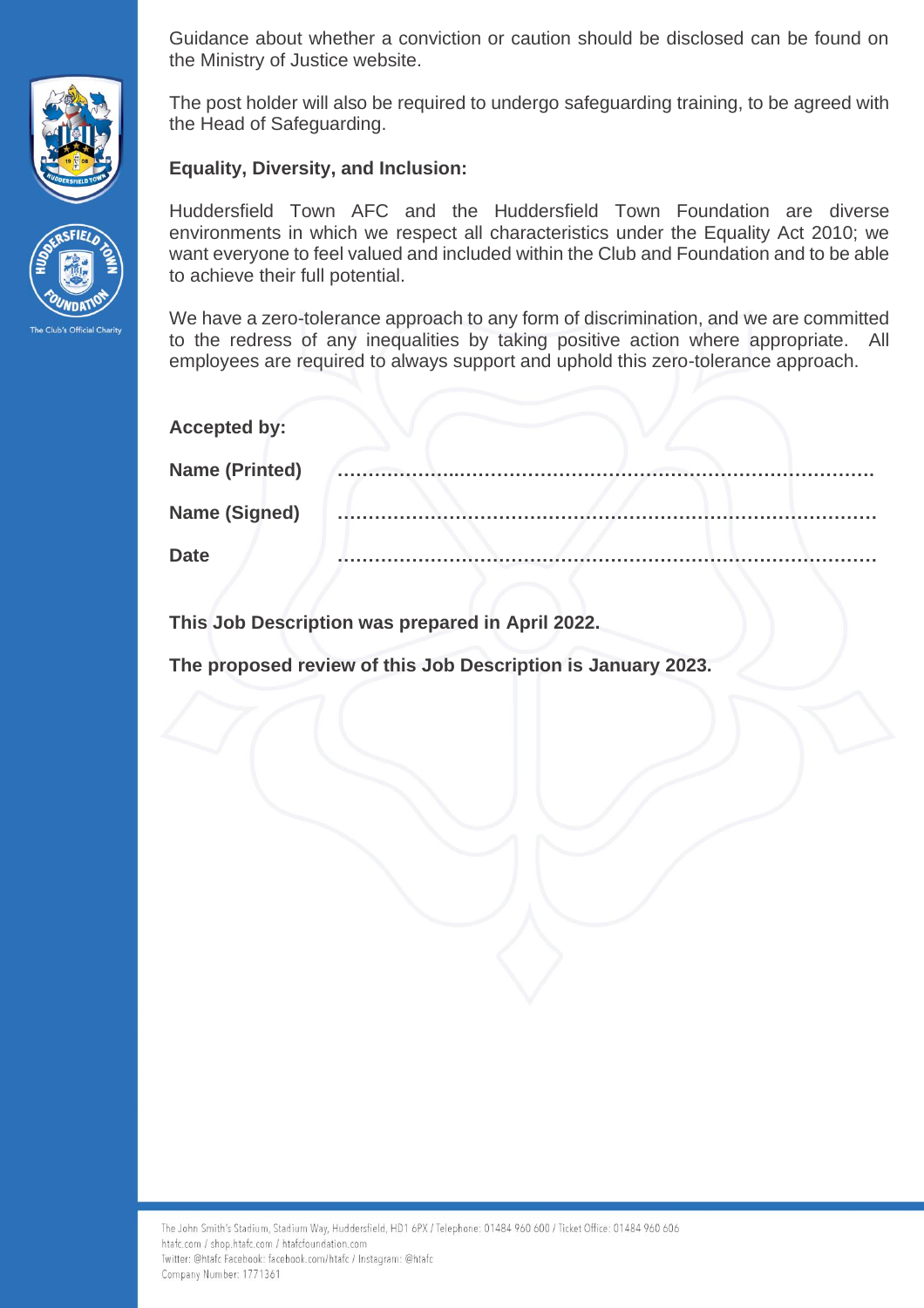Guidance about whether a conviction or caution should be disclosed can be found on the Ministry of Justice website.

The post holder will also be required to undergo safeguarding training, to be agreed with the Head of Safeguarding.

**Equality, Diversity, and Inclusion:**

Huddersfield Town AFC and the Huddersfield Town Foundation are diverse environments in which we respect all characteristics under the Equality Act 2010; we want everyone to feel valued and included within the Club and Foundation and to be able to achieve their full potential.

We have a zero-tolerance approach to any form of discrimination, and we are committed to the redress of any inequalities by taking positive action where appropriate. All employees are required to always support and uphold this zero-tolerance approach.

**Accepted by:**

**Name (Printed)** ………………………………………………………………………………

**Name (Signed)** ………………………………………………………………………………

**Date** ………………………………………………………………………………

**This Job Description was prepared in April 2022.**

**The proposed review of this Job Description is January 2023.**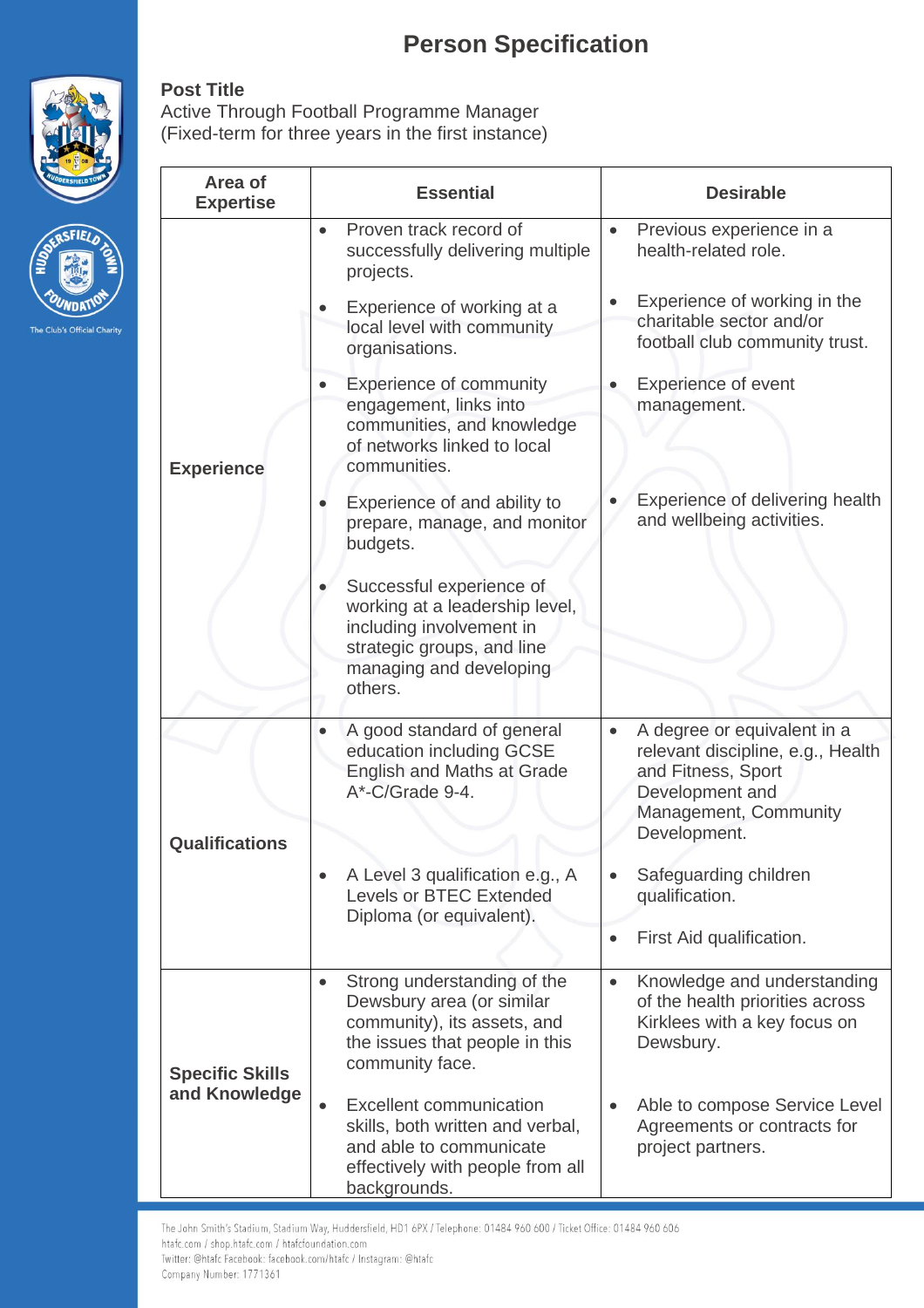# Person Specification

**Post Title**
Active Through Football Programme Manager
(Fixed-term for three years in the first instance)

| Area of Expertise | Essential | Desirable |
|---|---|---|
| **Experience** | • Proven track record of successfully delivering multiple projects.<br>• Experience of working at a local level with community organisations.<br>• Experience of community engagement, links into communities, and knowledge of networks linked to local communities.<br>• Experience of and ability to prepare, manage, and monitor budgets.<br>• Successful experience of working at a leadership level, including involvement in strategic groups, and line managing and developing others. | • Previous experience in a health-related role.<br>• Experience of working in the charitable sector and/or football club community trust.<br>• Experience of event management.<br>• Experience of delivering health and wellbeing activities. |
| **Qualifications** | • A good standard of general education including GCSE English and Maths at Grade A*-C/Grade 9-4.<br>• A Level 3 qualification e.g., A Levels or BTEC Extended Diploma (or equivalent). | • A degree or equivalent in a relevant discipline, e.g., Health and Fitness, Sport Development and Management, Community Development.<br>• Safeguarding children qualification.<br>• First Aid qualification. |
| **Specific Skills and Knowledge** | • Strong understanding of the Dewsbury area (or similar community), its assets, and the issues that people in this community face.<br>• Excellent communication skills, both written and verbal, and able to communicate effectively with people from all backgrounds. | • Knowledge and understanding of the health priorities across Kirklees with a key focus on Dewsbury.<br>• Able to compose Service Level Agreements or contracts for project partners. |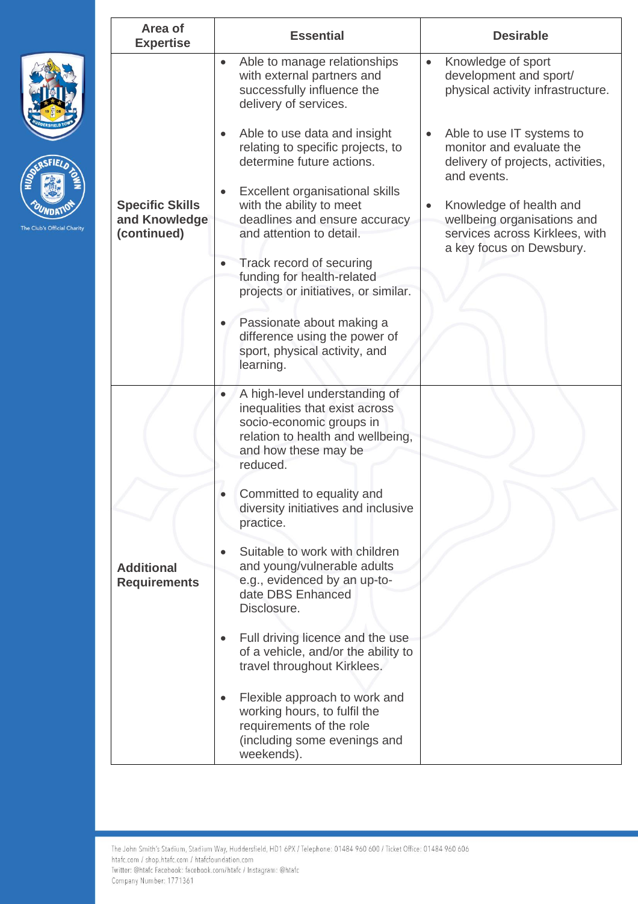| Area of Expertise | Essential | Desirable |
| --- | --- | --- |
| **Specific Skills and Knowledge (continued)** | • Able to manage relationships with external partners and successfully influence the delivery of services.<br><br>• Able to use data and insight relating to specific projects, to determine future actions.<br><br>• Excellent organisational skills with the ability to meet deadlines and ensure accuracy and attention to detail.<br><br>• Track record of securing funding for health-related projects or initiatives, or similar.<br><br>• Passionate about making a difference using the power of sport, physical activity, and learning. | • Knowledge of sport development and sport/ physical activity infrastructure.<br><br>• Able to use IT systems to monitor and evaluate the delivery of projects, activities, and events.<br><br>• Knowledge of health and wellbeing organisations and services across Kirklees, with a key focus on Dewsbury. |
| **Additional Requirements** | • A high-level understanding of inequalities that exist across socio-economic groups in relation to health and wellbeing, and how these may be reduced.<br><br>• Committed to equality and diversity initiatives and inclusive practice.<br><br>• Suitable to work with children and young/vulnerable adults e.g., evidenced by an up-to-date DBS Enhanced Disclosure.<br><br>• Full driving licence and the use of a vehicle, and/or the ability to travel throughout Kirklees.<br><br>• Flexible approach to work and working hours, to fulfil the requirements of the role (including some evenings and weekends). | |